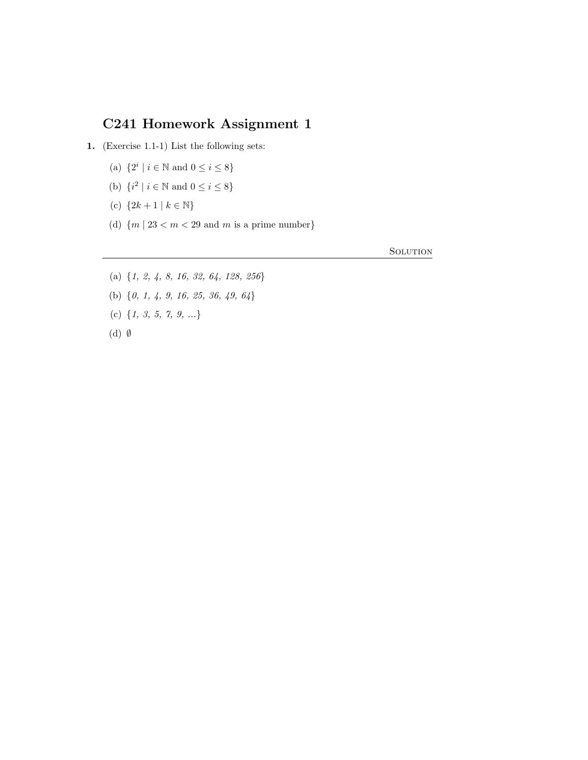# C241 Homework Assignment 1

**1.** (Exercise 1.1-1) List the following sets:

(a) $\{2^i \mid i \in \mathbb{N} \text{ and } 0 \le i \le 8\}$

(b) $\{i^2 \mid i \in \mathbb{N} \text{ and } 0 \le i \le 8\}$

(c) $\{2k + 1 \mid k \in \mathbb{N}\}$

(d) $\{m \mid 23 < m < 29 \text{ and } m \text{ is a prime number}\}$

---

**Solution**

(a) {*1, 2, 4, 8, 16, 32, 64, 128, 256*}

(b) {*0, 1, 4, 9, 16, 25, 36, 49, 64*}

(c) {*1, 3, 5, 7, 9, ...*}

(d) $\emptyset$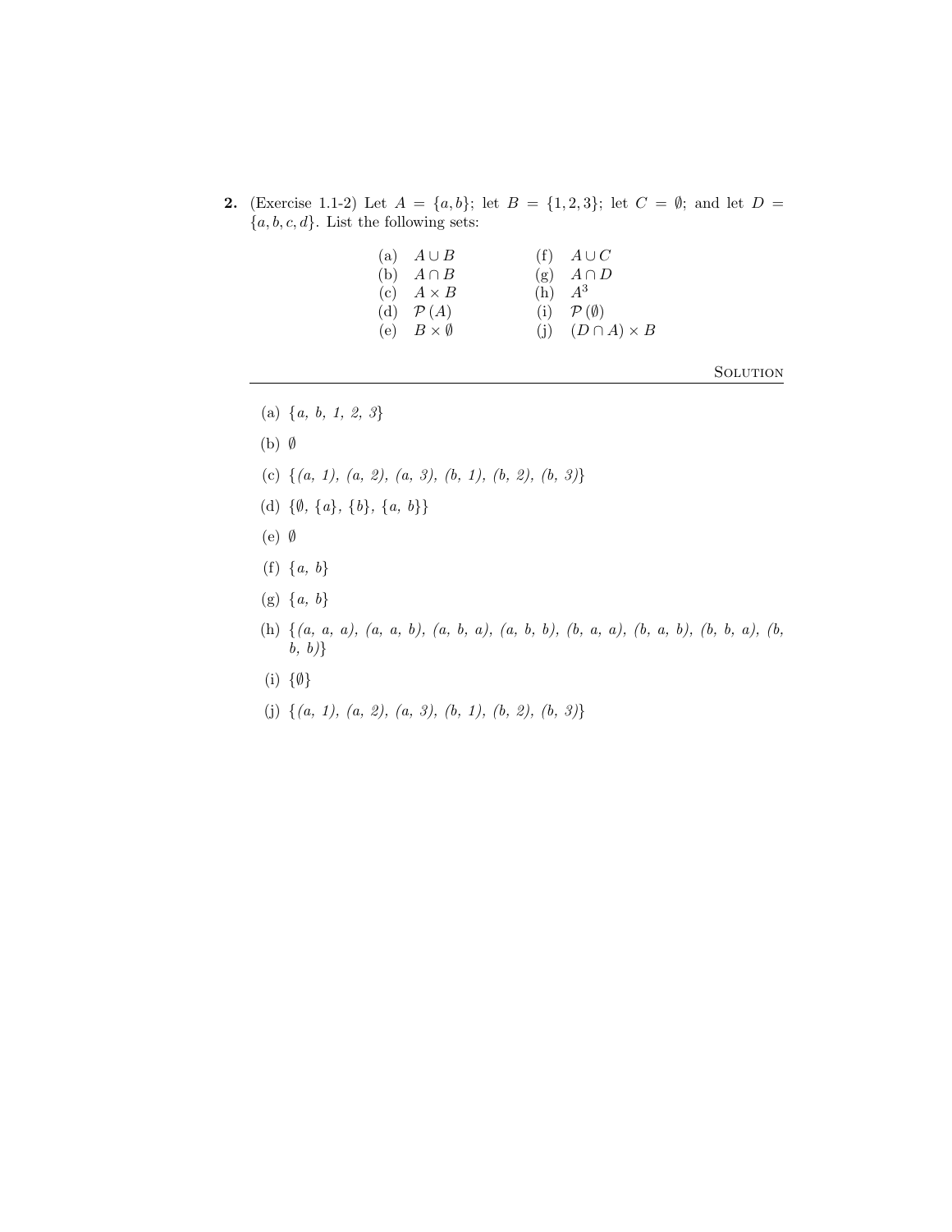**2.** (Exercise 1.1-2) Let $A = \{a, b\}$; let $B = \{1, 2, 3\}$; let $C = \emptyset$; and let $D = \{a, b, c, d\}$. List the following sets:

| | | | |
|---|---|---|---|
| (a) | $A \cup B$ | (f) | $A \cup C$ |
| (b) | $A \cap B$ | (g) | $A \cap D$ |
| (c) | $A \times B$ | (h) | $A^3$ |
| (d) | $\mathcal{P}(A)$ | (i) | $\mathcal{P}(\emptyset)$ |
| (e) | $B \times \emptyset$ | (j) | $(D \cap A) \times B$ |

SOLUTION

---

(a) $\{a, b, 1, 2, 3\}$

(b) $\emptyset$

(c) $\{(a, 1), (a, 2), (a, 3), (b, 1), (b, 2), (b, 3)\}$

(d) $\{\emptyset, \{a\}, \{b\}, \{a, b\}\}$

(e) $\emptyset$

(f) $\{a, b\}$

(g) $\{a, b\}$

(h) $\{(a, a, a), (a, a, b), (a, b, a), (a, b, b), (b, a, a), (b, a, b), (b, b, a), (b, b, b)\}$

(i) $\{\emptyset\}$

(j) $\{(a, 1), (a, 2), (a, 3), (b, 1), (b, 2), (b, 3)\}$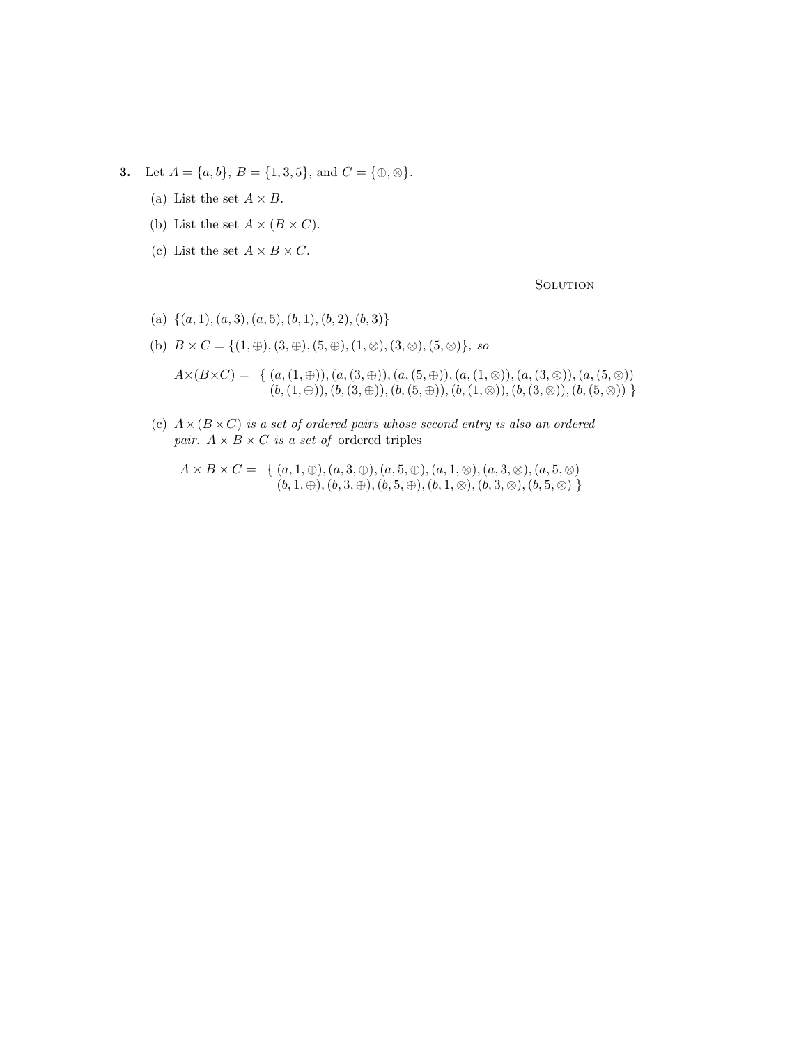**3.** Let $A = \{a, b\}$, $B = \{1, 3, 5\}$, and $C = \{\oplus, \otimes\}$.

(a) List the set $A \times B$.

(b) List the set $A \times (B \times C)$.

(c) List the set $A \times B \times C$.

---

Solution

(a) $\{(a, 1), (a, 3), (a, 5), (b, 1), (b, 2), (b, 3)\}$

(b) $B \times C = \{(1, \oplus), (3, \oplus), (5, \oplus), (1, \otimes), (3, \otimes), (5, \otimes)\}$, *so*

$$A \times (B \times C) = \{ (a, (1, \oplus)), (a, (3, \oplus)), (a, (5, \oplus)), (a, (1, \otimes)), (a, (3, \otimes)), (a, (5, \otimes)) \\ (b, (1, \oplus)), (b, (3, \oplus)), (b, (5, \oplus)), (b, (1, \otimes)), (b, (3, \otimes)), (b, (5, \otimes)) \}$$

(c) *$A \times (B \times C)$ is a set of ordered pairs whose second entry is also an ordered pair. $A \times B \times C$ is a set of* ordered triples

$$A \times B \times C = \{ (a, 1, \oplus), (a, 3, \oplus), (a, 5, \oplus), (a, 1, \otimes), (a, 3, \otimes), (a, 5, \otimes) \\ (b, 1, \oplus), (b, 3, \oplus), (b, 5, \oplus), (b, 1, \otimes), (b, 3, \otimes), (b, 5, \otimes) \}$$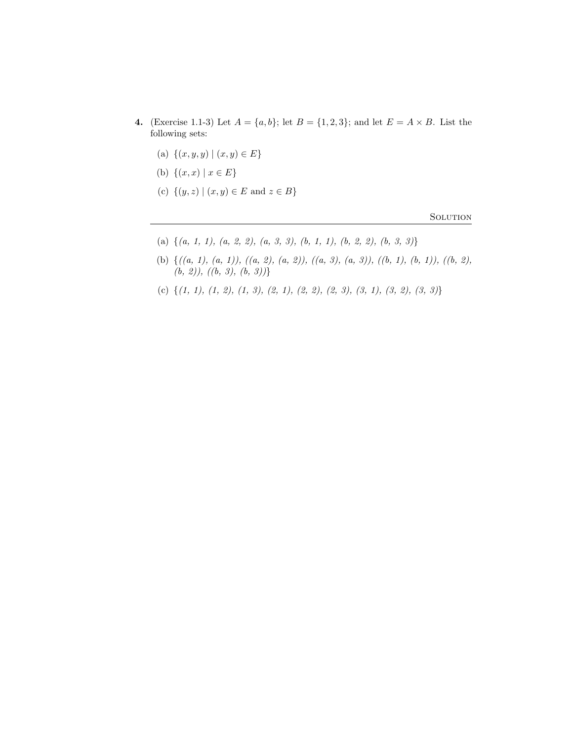**4.** (Exercise 1.1-3) Let $A = \{a, b\}$; let $B = \{1, 2, 3\}$; and let $E = A \times B$. List the following sets:

(a) $\{(x, y, y) \mid (x, y) \in E\}$

(b) $\{(x, x) \mid x \in E\}$

(c) $\{(y, z) \mid (x, y) \in E \text{ and } z \in B\}$

---

SOLUTION

(a) $\{$*(a, 1, 1), (a, 2, 2), (a, 3, 3), (b, 1, 1), (b, 2, 2), (b, 3, 3)*$\}$

(b) $\{$*((a, 1), (a, 1)), ((a, 2), (a, 2)), ((a, 3), (a, 3)), ((b, 1), (b, 1)), ((b, 2), (b, 2)), ((b, 3), (b, 3))*$\}$

(c) $\{$*(1, 1), (1, 2), (1, 3), (2, 1), (2, 2), (2, 3), (3, 1), (3, 2), (3, 3)*$\}$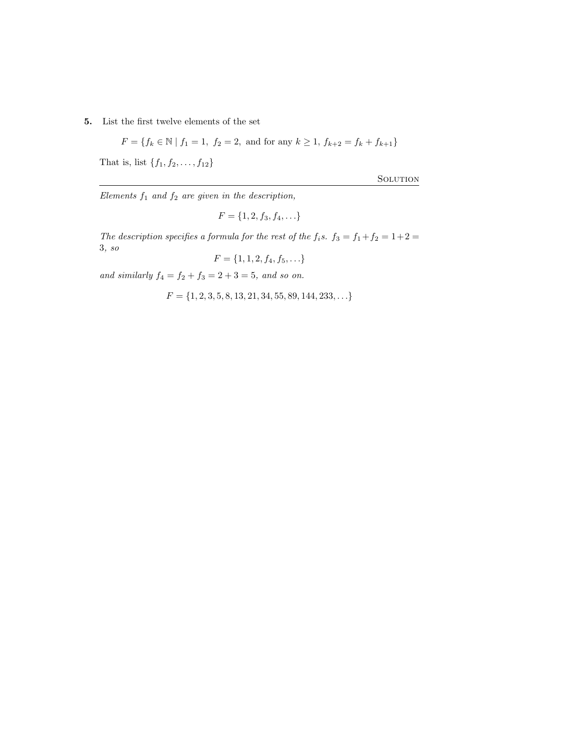**5.** List the first twelve elements of the set

$$F = \{f_k \in \mathbb{N} \mid f_1 = 1,\ f_2 = 2,\ \text{and for any } k \geq 1,\ f_{k+2} = f_k + f_{k+1}\}$$

That is, list $\{f_1, f_2, \ldots, f_{12}\}$

Solution

---

*Elements $f_1$ and $f_2$ are given in the description,*

$$F = \{1, 2, f_3, f_4, \ldots\}$$

*The description specifies a formula for the rest of the $f_i$s. $f_3 = f_1 + f_2 = 1 + 2 = 3$, so*

$$F = \{1, 1, 2, f_4, f_5, \ldots\}$$

*and similarly $f_4 = f_2 + f_3 = 2 + 3 = 5$, and so on.*

$$F = \{1, 2, 3, 5, 8, 13, 21, 34, 55, 89, 144, 233, \ldots\}$$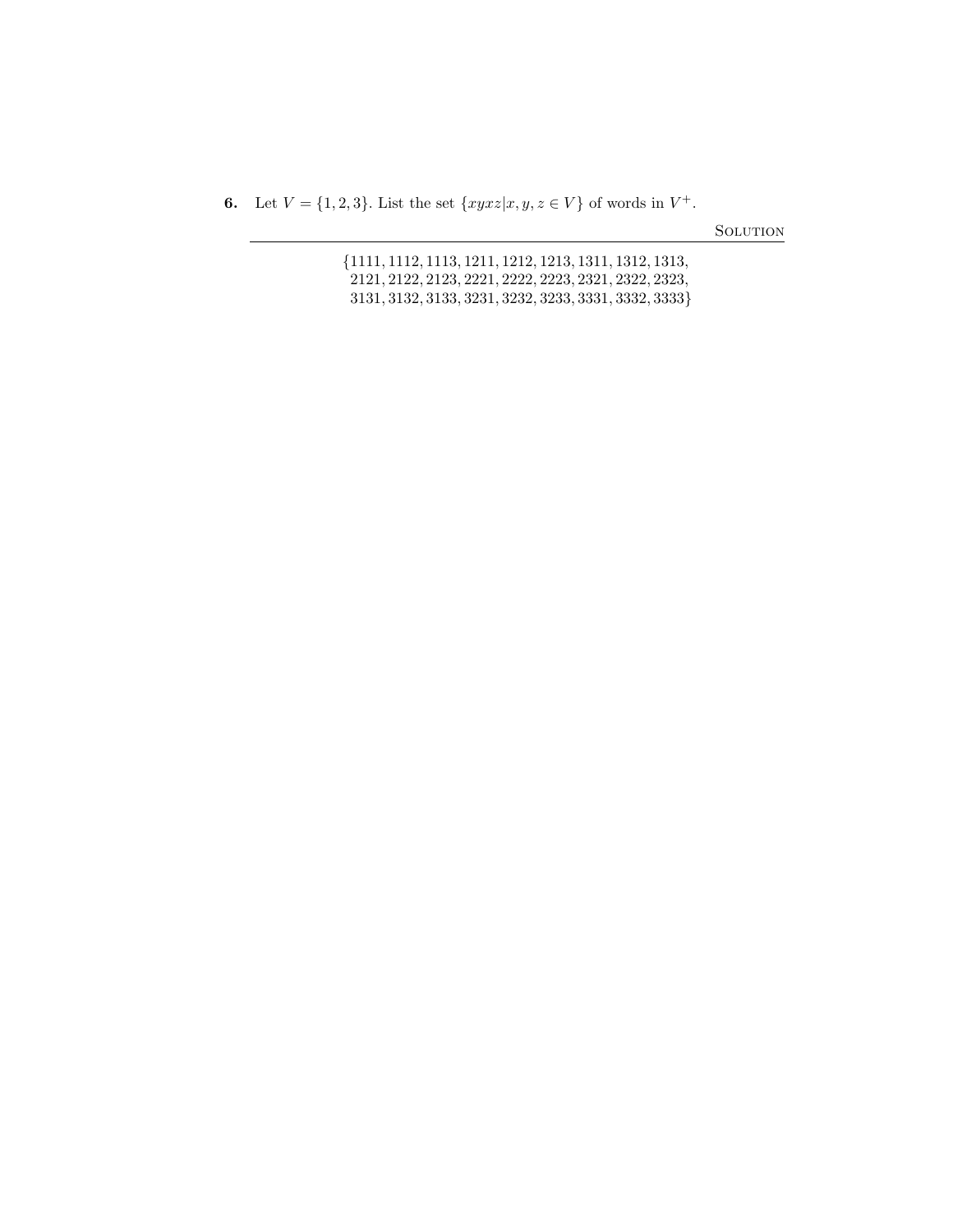**6.** Let $V = \{1, 2, 3\}$. List the set $\{xyxz | x, y, z \in V\}$ of words in $V^+$.

Solution

---

$$\{1111, 1112, 1113, 1211, 1212, 1213, 1311, 1312, 1313,$$
$$2121, 2122, 2123, 2221, 2222, 2223, 2321, 2322, 2323,$$
$$3131, 3132, 3133, 3231, 3232, 3233, 3331, 3332, 3333\}$$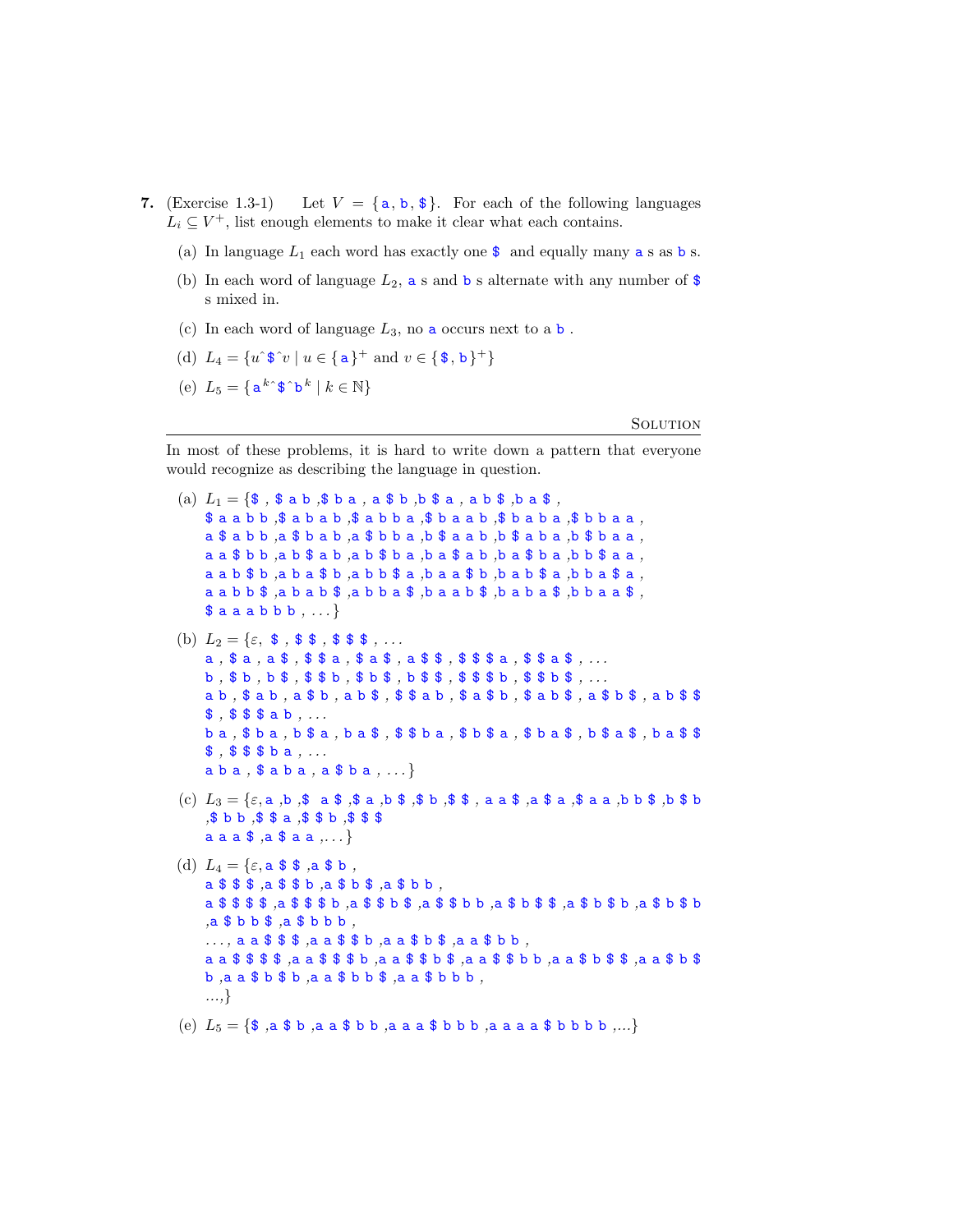**7.** (Exercise 1.3-1) Let $V = \{\texttt{a}, \texttt{b}, \texttt{\$}\}$. For each of the following languages $L_i \subseteq V^+$, list enough elements to make it clear what each contains.

(a) In language $L_1$ each word has exactly one $ and equally many a s as b s.

(b) In each word of language $L_2$, a s and b s alternate with any number of $ s mixed in.

(c) In each word of language $L_3$, no a occurs next to a b .

(d) $L_4 = \{u\hat{\ }\texttt{\$}\hat{\ }v \mid u \in \{\texttt{a}\}^+ \text{ and } v \in \{\texttt{\$}, \texttt{b}\}^+\}$

(e) $L_5 = \{\texttt{a}^k\hat{\ }\texttt{\$}\hat{\ }\texttt{b}^k \mid k \in \mathbb{N}\}$

SOLUTION

In most of these problems, it is hard to write down a pattern that everyone would recognize as describing the language in question.

(a) $L_1$ = {$ , $ a b ,$ b a , a $ b ,b $ a , a b $ ,b a $ ,
$ a a b b ,$ a b a b ,$ a b b a ,$ b a a b ,$ b a b a ,$ b b a a ,
a $ a b b ,a $ b a b ,a $ b b a ,b $ a a b ,b $ a b a ,b $ b a a ,
a a $ b b ,a b $ a b ,a b $ b a ,b a $ a b ,b a $ b a ,b b $ a a ,
a a b $ b ,a b a $ b ,a b b $ a ,b a a $ b ,b a b $ a ,b b a $ a ,
a a b b $ ,a b a b $ ,a b b a $ ,b a a b $ ,b a b a $ ,b b a a $ ,
$ a a a b b b , . . .}

(b) $L_2$ = {$\varepsilon$, $ , $ $ , $ $ $ , . . .
a , $ a , a $ , $ $ a , $ a $ , a $ $ , $ $ $ a , $ $ a $ , . . .
b , $ b , b $ , $ $ b , $ b $ , b $ $ , $ $ $ b , $ $ b $ , . . .
a b , $ a b , a $ b , a b $ , $ $ a b , $ a $ b , $ a b $ , a $ b $ , a b $ $
$ , $ $ $ a b , . . .
b a , $ b a , b $ a , b a $ , $ $ b a , $ b $ a , $ b a $ , b $ a $ , b a $ $
$ , $ $ $ b a , . . .
a b a , $ a b a , a $ b a , . . .}

(c) $L_3$ = {$\varepsilon$, a ,b ,$ a $ ,$ a ,b $ ,$ b ,$ $ , a a $ ,a $ a ,$ a a ,b b $ ,b $ b
,$ b b ,$ $ a ,$ $ b ,$ $ $
a a a $ ,a $ a a ,. . .}

(d) $L_4$ = {$\varepsilon$, a $ $ ,a $ b ,
a $ $ $ ,a $ $ b ,a $ b $ ,a $ b b ,
a $ $ $ $ ,a $ $ $ b ,a $ $ b $ ,a $ $ b b ,a $ b $ $ ,a $ b $ b ,a $ b $ b
,a $ b b $ ,a $ b b b ,
. . . , a a $ $ $ ,a a $ $ b ,a a $ b $ ,a a $ b b ,
a a $ $ $ $ ,a a $ $ $ b ,a a $ $ b $ ,a a $ $ b b ,a a $ b $ $ ,a a $ b $
b ,a a $ b $ b ,a a $ b b $ ,a a $ b b b ,
...,}

(e) $L_5$ = {$ ,a $ b ,a a $ b b ,a a a $ b b b ,a a a a $ b b b b ,...}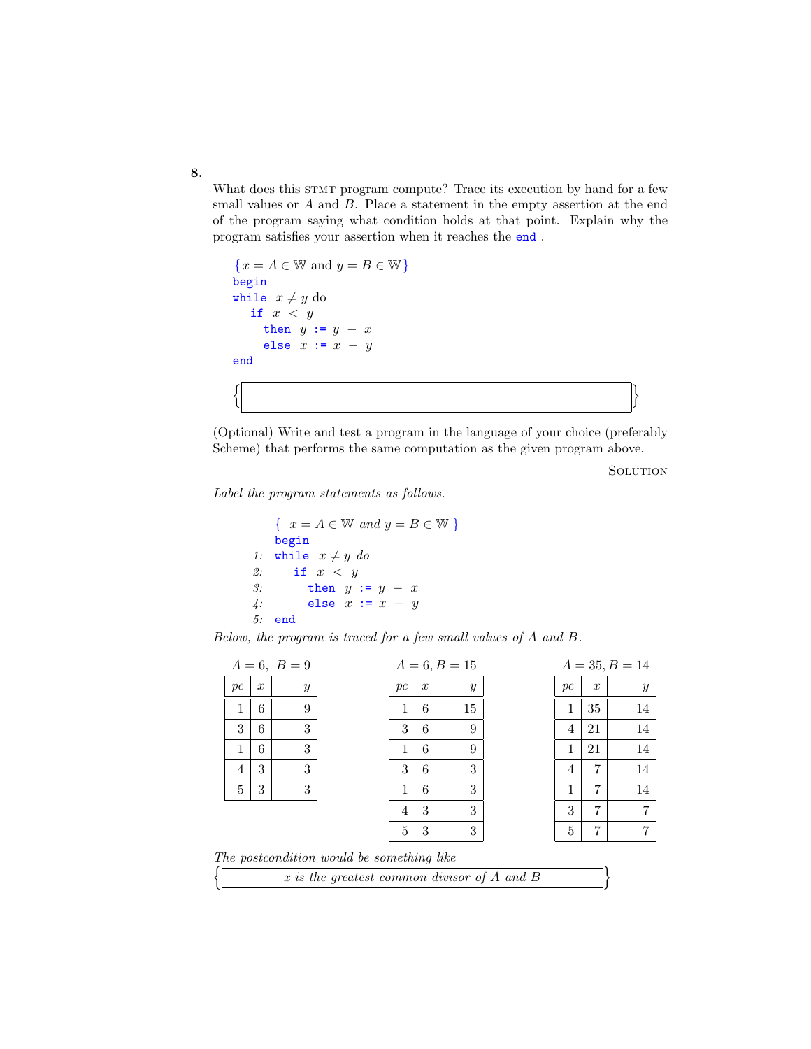**8.**

What does this STMT program compute? Trace its execution by hand for a few small values or $A$ and $B$. Place a statement in the empty assertion at the end of the program saying what condition holds at that point. Explain why the program satisfies your assertion when it reaches the `end`.

```
{x = A ∈ 𝕎 and y = B ∈ 𝕎}
begin
while x ≠ y do
  if x < y
    then y := y − x
    else x := x − y
end
```

$\{$ $\}$

(Optional) Write and test a program in the language of your choice (preferably Scheme) that performs the same computation as the given program above.

SOLUTION

---

*Label the program statements as follows.*

```
     { x = A ∈ 𝕎 and y = B ∈ 𝕎 }
     begin
1:   while x ≠ y do
2:     if x < y
3:       then y := y − x
4:       else x := x − y
5:   end
```

*Below, the program is traced for a few small values of $A$ and $B$.*

$A = 6,\ B = 9$

| $pc$ | $x$ | $y$ |
|---|---|---|
| 1 | 6 | 9 |
| 3 | 6 | 3 |
| 1 | 6 | 3 |
| 4 | 3 | 3 |
| 5 | 3 | 3 |

$A = 6, B = 15$

| $pc$ | $x$ | $y$ |
|---|---|---|
| 1 | 6 | 15 |
| 3 | 6 | 9 |
| 1 | 6 | 9 |
| 3 | 6 | 3 |
| 1 | 6 | 3 |
| 4 | 3 | 3 |
| 5 | 3 | 3 |

$A = 35, B = 14$

| $pc$ | $x$ | $y$ |
|---|---|---|
| 1 | 35 | 14 |
| 4 | 21 | 14 |
| 1 | 21 | 14 |
| 4 | 7 | 14 |
| 1 | 7 | 14 |
| 3 | 7 | 7 |
| 5 | 7 | 7 |

*The postcondition would be something like*

$\{$ *$x$ is the greatest common divisor of $A$ and $B$* $\}$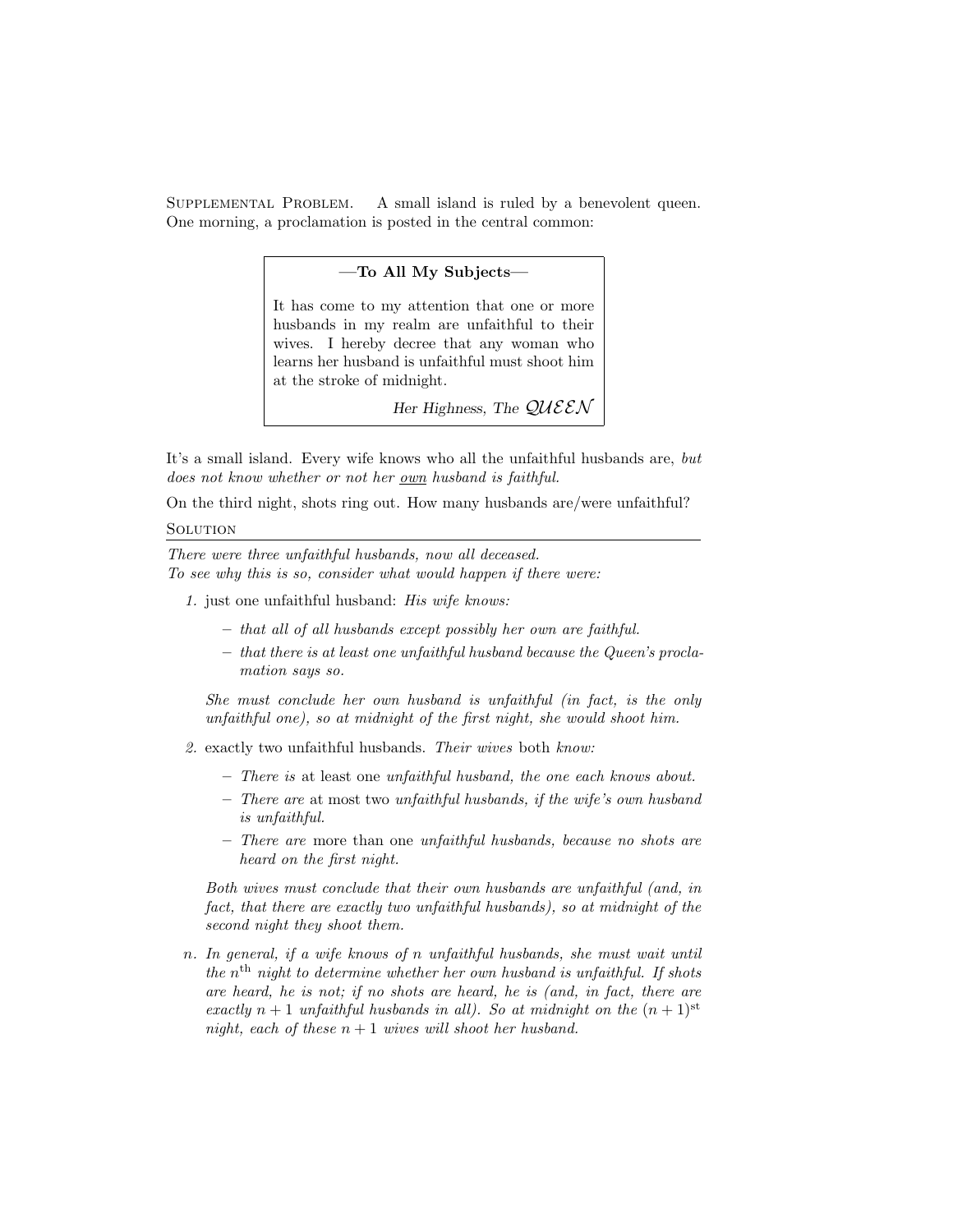Supplemental Problem. A small island is ruled by a benevolent queen. One morning, a proclamation is posted in the central common:

> **—To All My Subjects—**
>
> It has come to my attention that one or more husbands in my realm are unfaithful to their wives. I hereby decree that any woman who learns her husband is unfaithful must shoot him at the stroke of midnight.
>
> *Her Highness, The QUEEN*

It's a small island. Every wife knows who all the unfaithful husbands are, *but does not know whether or not her* own *husband is faithful.*

On the third night, shots ring out. How many husbands are/were unfaithful?

Solution

---

*There were three unfaithful husbands, now all deceased.*
*To see why this is so, consider what would happen if there were:*

1. just one unfaithful husband: *His wife knows:*

   - *that all of all husbands except possibly her own are faithful.*
   - *that there is at least one unfaithful husband because the Queen's proclamation says so.*

   *She must conclude her own husband is unfaithful (in fact, is the only unfaithful one), so at midnight of the first night, she would shoot him.*

2. exactly two unfaithful husbands. *Their wives* both *know:*

   - *There is* at least one *unfaithful husband, the one each knows about.*
   - *There are* at most two *unfaithful husbands, if the wife's own husband is unfaithful.*
   - *There are* more than one *unfaithful husbands, because no shots are heard on the first night.*

   *Both wives must conclude that their own husbands are unfaithful (and, in fact, that there are exactly two unfaithful husbands), so at midnight of the second night they shoot them.*

$n$. *In general, if a wife knows of $n$ unfaithful husbands, she must wait until the $n^{\text{th}}$ night to determine whether her own husband is unfaithful. If shots are heard, he is not; if no shots are heard, he is (and, in fact, there are exactly $n+1$ unfaithful husbands in all). So at midnight on the $(n+1)^{\text{st}}$ night, each of these $n+1$ wives will shoot her husband.*